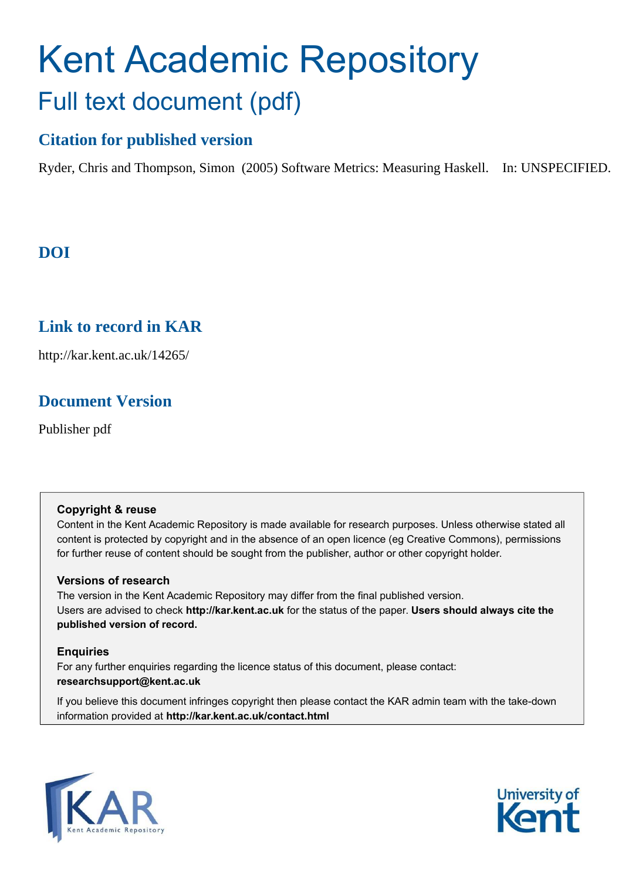# Kent Academic Repository

## Full text document (pdf)

### Citation for published version

Ryder, Chris and Thompson, Simon (2005) Software Metrics: Measuring Haskell. In: UNSPECIFIED.

### DOI

### Link to record in KAR

http://kar.kent.ac.uk/14265/

### Document Version

Publisher pdf

**Copyright & reuse**

Content in the Kent Academic Repository is made available for research purposes. Unless otherwise stated all content is protected by copyright and in the absence of an open licence (eg Creative Commons), permissions for further reuse of content should be sought from the publisher, author or other copyright holder.

**Versions of research**

The version in the Kent Academic Repository may differ from the final published version. Users are advised to check **http://kar.kent.ac.uk** for the status of the paper. **Users should always cite the published version of record.**

**Enquiries**

For any further enquiries regarding the licence status of this document, please contact: **researchsupport@kent.ac.uk**

If you believe this document infringes copyright then please contact the KAR admin team with the take-down information provided at **http://kar.kent.ac.uk/contact.html**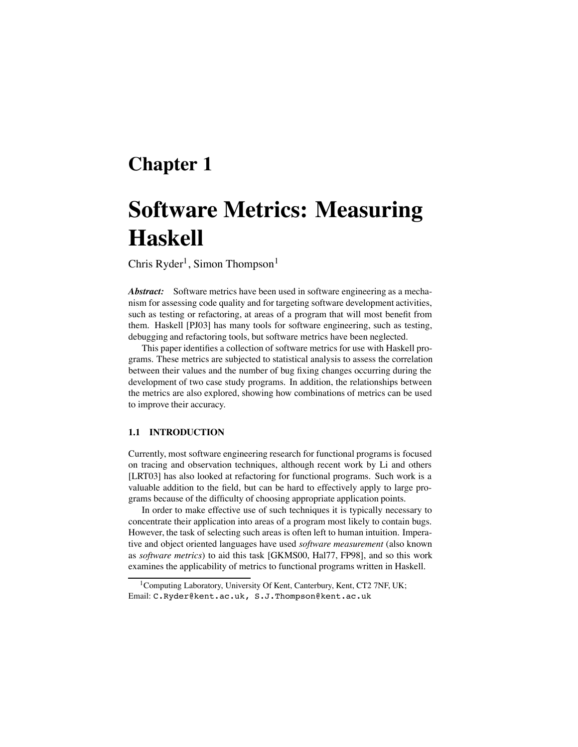# Chapter 1

# Software Metrics: Measuring Haskell

Chris Ryder[1], Simon Thompson[1]

***Abstract:*** Software metrics have been used in software engineering as a mechanism for assessing code quality and for targeting software development activities, such as testing or refactoring, at areas of a program that will most benefit from them. Haskell [PJ03] has many tools for software engineering, such as testing, debugging and refactoring tools, but software metrics have been neglected.

This paper identifies a collection of software metrics for use with Haskell programs. These metrics are subjected to statistical analysis to assess the correlation between their values and the number of bug fixing changes occurring during the development of two case study programs. In addition, the relationships between the metrics are also explored, showing how combinations of metrics can be used to improve their accuracy.

### 1.1 INTRODUCTION

Currently, most software engineering research for functional programs is focused on tracing and observation techniques, although recent work by Li and others [LRT03] has also looked at refactoring for functional programs. Such work is a valuable addition to the field, but can be hard to effectively apply to large programs because of the difficulty of choosing appropriate application points.

In order to make effective use of such techniques it is typically necessary to concentrate their application into areas of a program most likely to contain bugs. However, the task of selecting such areas is often left to human intuition. Imperative and object oriented languages have used *software measurement* (also known as *software metrics*) to aid this task [GKMS00, Hal77, FP98], and so this work examines the applicability of metrics to functional programs written in Haskell.

[1]Computing Laboratory, University Of Kent, Canterbury, Kent, CT2 7NF, UK; Email: C.Ryder@kent.ac.uk, S.J.Thompson@kent.ac.uk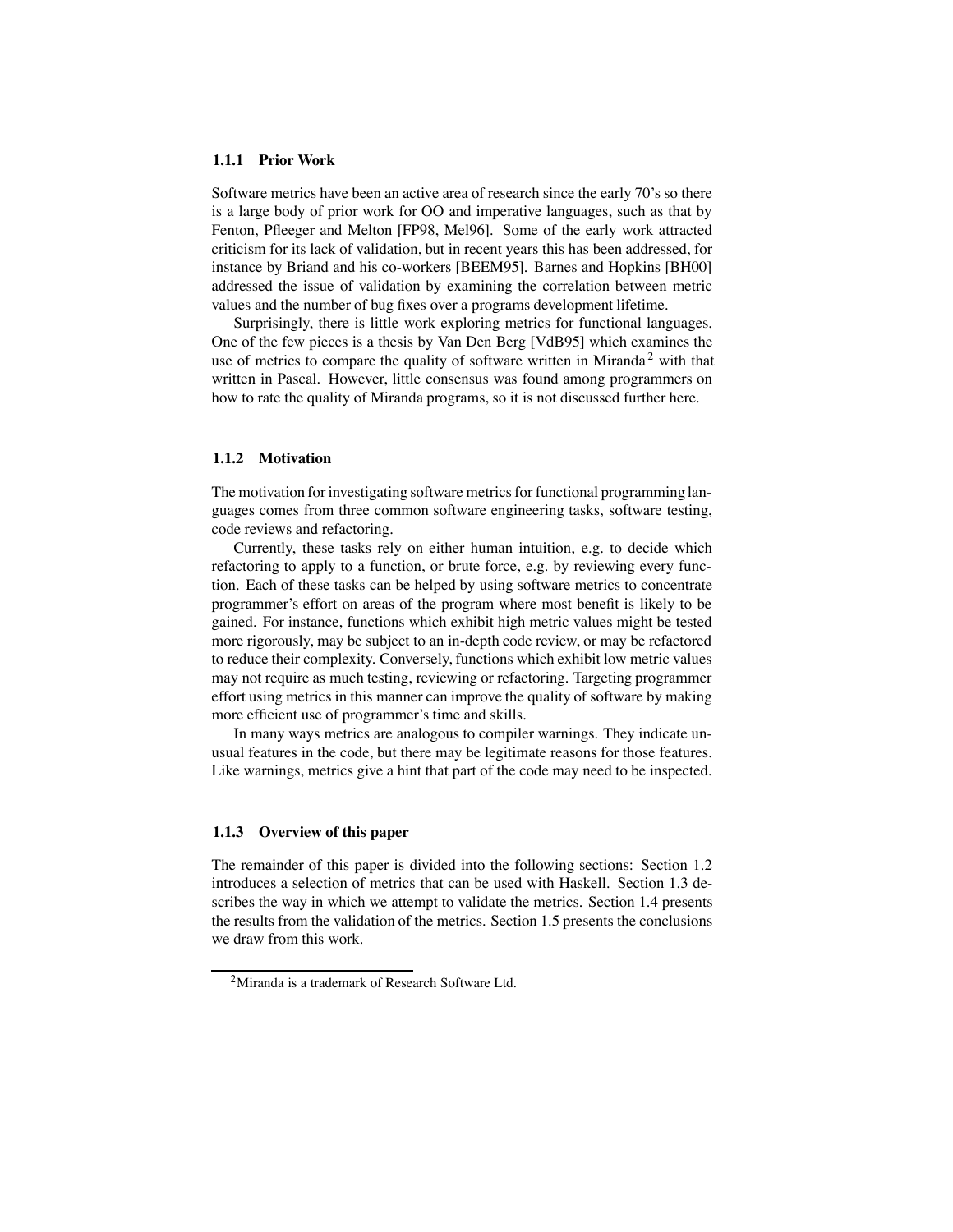### 1.1.1 Prior Work

Software metrics have been an active area of research since the early 70's so there is a large body of prior work for OO and imperative languages, such as that by Fenton, Pfleeger and Melton [FP98, Mel96]. Some of the early work attracted criticism for its lack of validation, but in recent years this has been addressed, for instance by Briand and his co-workers [BEEM95]. Barnes and Hopkins [BH00] addressed the issue of validation by examining the correlation between metric values and the number of bug fixes over a programs development lifetime.

Surprisingly, there is little work exploring metrics for functional languages. One of the few pieces is a thesis by Van Den Berg [VdB95] which examines the use of metrics to compare the quality of software written in Miranda[2] with that written in Pascal. However, little consensus was found among programmers on how to rate the quality of Miranda programs, so it is not discussed further here.

### 1.1.2 Motivation

The motivation for investigating software metrics for functional programming languages comes from three common software engineering tasks, software testing, code reviews and refactoring.

Currently, these tasks rely on either human intuition, e.g. to decide which refactoring to apply to a function, or brute force, e.g. by reviewing every function. Each of these tasks can be helped by using software metrics to concentrate programmer's effort on areas of the program where most benefit is likely to be gained. For instance, functions which exhibit high metric values might be tested more rigorously, may be subject to an in-depth code review, or may be refactored to reduce their complexity. Conversely, functions which exhibit low metric values may not require as much testing, reviewing or refactoring. Targeting programmer effort using metrics in this manner can improve the quality of software by making more efficient use of programmer's time and skills.

In many ways metrics are analogous to compiler warnings. They indicate unusual features in the code, but there may be legitimate reasons for those features. Like warnings, metrics give a hint that part of the code may need to be inspected.

### 1.1.3 Overview of this paper

The remainder of this paper is divided into the following sections: Section 1.2 introduces a selection of metrics that can be used with Haskell. Section 1.3 describes the way in which we attempt to validate the metrics. Section 1.4 presents the results from the validation of the metrics. Section 1.5 presents the conclusions we draw from this work.

[2] Miranda is a trademark of Research Software Ltd.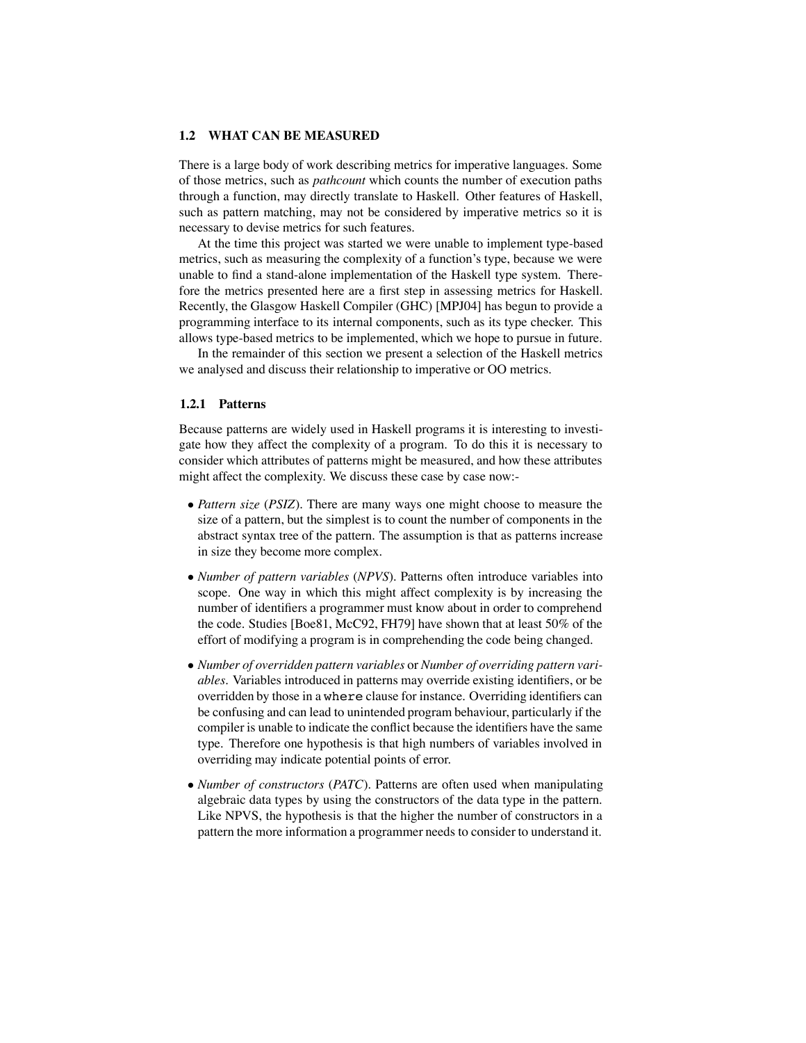### 1.2 WHAT CAN BE MEASURED

There is a large body of work describing metrics for imperative languages. Some of those metrics, such as *pathcount* which counts the number of execution paths through a function, may directly translate to Haskell. Other features of Haskell, such as pattern matching, may not be considered by imperative metrics so it is necessary to devise metrics for such features.

At the time this project was started we were unable to implement type-based metrics, such as measuring the complexity of a function's type, because we were unable to find a stand-alone implementation of the Haskell type system. Therefore the metrics presented here are a first step in assessing metrics for Haskell. Recently, the Glasgow Haskell Compiler (GHC) [MPJ04] has begun to provide a programming interface to its internal components, such as its type checker. This allows type-based metrics to be implemented, which we hope to pursue in future.

In the remainder of this section we present a selection of the Haskell metrics we analysed and discuss their relationship to imperative or OO metrics.

#### 1.2.1 Patterns

Because patterns are widely used in Haskell programs it is interesting to investigate how they affect the complexity of a program. To do this it is necessary to consider which attributes of patterns might be measured, and how these attributes might affect the complexity. We discuss these case by case now:-

- *Pattern size* (*PSIZ*). There are many ways one might choose to measure the size of a pattern, but the simplest is to count the number of components in the abstract syntax tree of the pattern. The assumption is that as patterns increase in size they become more complex.
- *Number of pattern variables* (*NPVS*). Patterns often introduce variables into scope. One way in which this might affect complexity is by increasing the number of identifiers a programmer must know about in order to comprehend the code. Studies [Boe81, McC92, FH79] have shown that at least 50% of the effort of modifying a program is in comprehending the code being changed.
- *Number of overridden pattern variables* or *Number of overriding pattern variables*. Variables introduced in patterns may override existing identifiers, or be overridden by those in a `where` clause for instance. Overriding identifiers can be confusing and can lead to unintended program behaviour, particularly if the compiler is unable to indicate the conflict because the identifiers have the same type. Therefore one hypothesis is that high numbers of variables involved in overriding may indicate potential points of error.
- *Number of constructors* (*PATC*). Patterns are often used when manipulating algebraic data types by using the constructors of the data type in the pattern. Like NPVS, the hypothesis is that the higher the number of constructors in a pattern the more information a programmer needs to consider to understand it.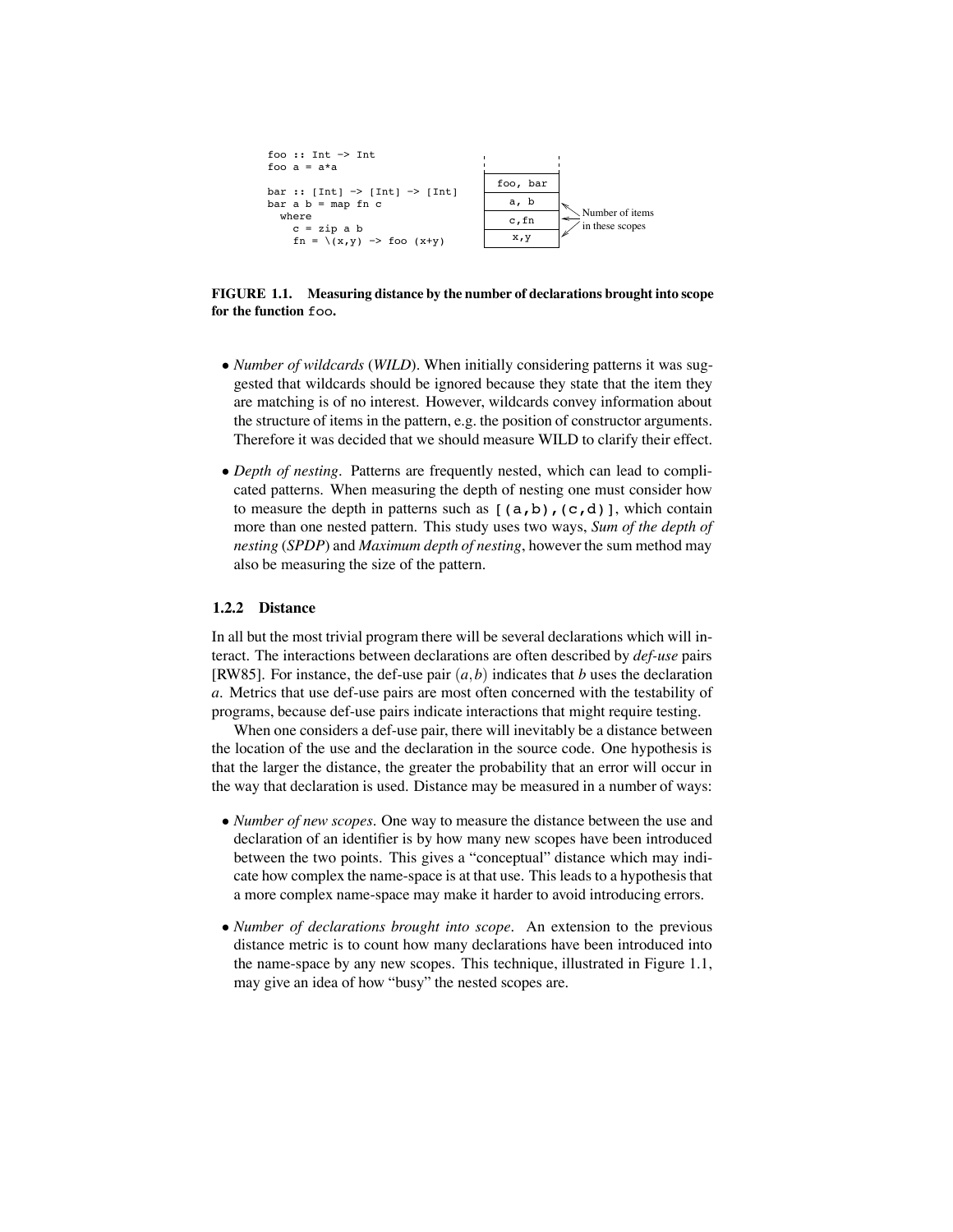```
foo :: Int -> Int
foo a = a*a

bar :: [Int] -> [Int] -> [Int]
bar a b = map fn c
  where
    c = zip a b
    fn = \(x,y) -> foo (x+y)
```

foo, bar

a, b

c,fn

x,y

Number of items
in these scopes

**FIGURE 1.1. Measuring distance by the number of declarations brought into scope for the function** `foo`**.**

- *Number of wildcards* (*WILD*). When initially considering patterns it was suggested that wildcards should be ignored because they state that the item they are matching is of no interest. However, wildcards convey information about the structure of items in the pattern, e.g. the position of constructor arguments. Therefore it was decided that we should measure WILD to clarify their effect.
- *Depth of nesting*. Patterns are frequently nested, which can lead to complicated patterns. When measuring the depth of nesting one must consider how to measure the depth in patterns such as `[(a,b),(c,d)]`, which contain more than one nested pattern. This study uses two ways, *Sum of the depth of nesting* (*SPDP*) and *Maximum depth of nesting*, however the sum method may also be measuring the size of the pattern.

### 1.2.2 Distance

In all but the most trivial program there will be several declarations which will interact. The interactions between declarations are often described by *def-use* pairs [RW85]. For instance, the def-use pair $(a, b)$ indicates that $b$ uses the declaration $a$. Metrics that use def-use pairs are most often concerned with the testability of programs, because def-use pairs indicate interactions that might require testing.

When one considers a def-use pair, there will inevitably be a distance between the location of the use and the declaration in the source code. One hypothesis is that the larger the distance, the greater the probability that an error will occur in the way that declaration is used. Distance may be measured in a number of ways:

- *Number of new scopes*. One way to measure the distance between the use and declaration of an identifier is by how many new scopes have been introduced between the two points. This gives a "conceptual" distance which may indicate how complex the name-space is at that use. This leads to a hypothesis that a more complex name-space may make it harder to avoid introducing errors.
- *Number of declarations brought into scope*. An extension to the previous distance metric is to count how many declarations have been introduced into the name-space by any new scopes. This technique, illustrated in Figure 1.1, may give an idea of how "busy" the nested scopes are.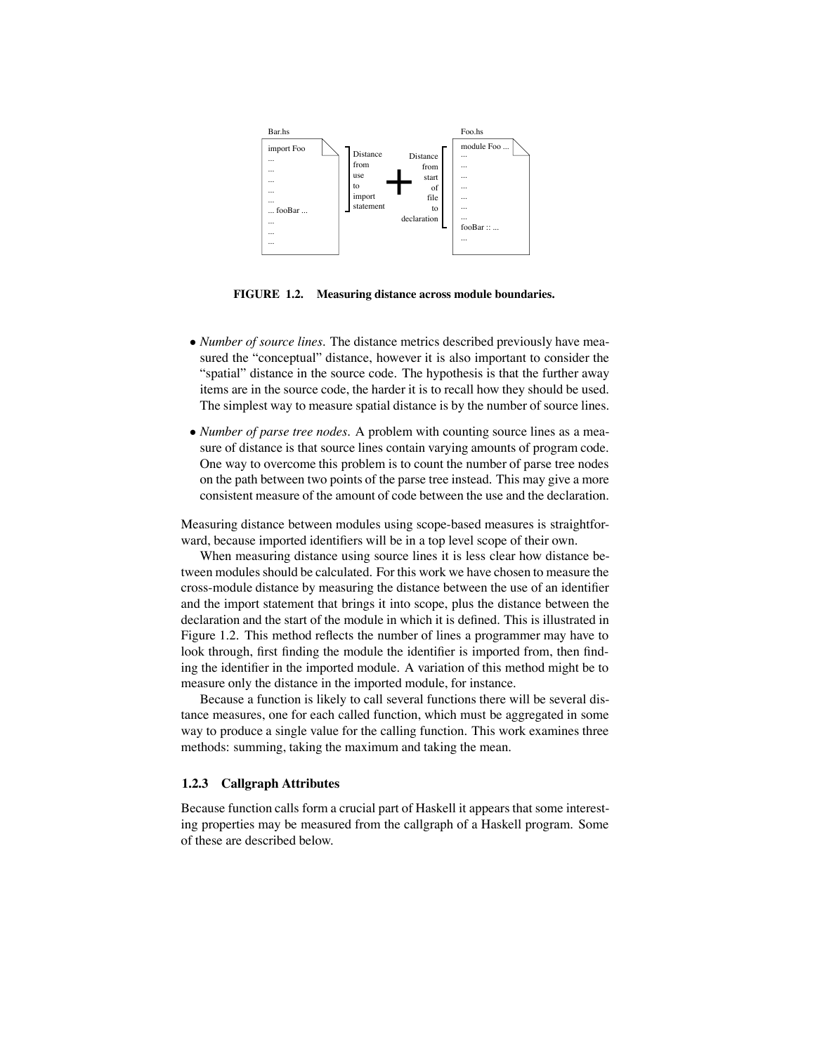Bar.hs

```
import Foo
...
...
...
...
...
... fooBar ...
...
...
...
```

Distance from use to import statement **+** Distance from start of file to declaration

Foo.hs

```
module Foo ...
...
...
...
...
...
...
...
fooBar :: ...
...
```

**FIGURE 1.2. Measuring distance across module boundaries.**

- *Number of source lines.* The distance metrics described previously have measured the "conceptual" distance, however it is also important to consider the "spatial" distance in the source code. The hypothesis is that the further away items are in the source code, the harder it is to recall how they should be used. The simplest way to measure spatial distance is by the number of source lines.
- *Number of parse tree nodes.* A problem with counting source lines as a measure of distance is that source lines contain varying amounts of program code. One way to overcome this problem is to count the number of parse tree nodes on the path between two points of the parse tree instead. This may give a more consistent measure of the amount of code between the use and the declaration.

Measuring distance between modules using scope-based measures is straightforward, because imported identifiers will be in a top level scope of their own.

When measuring distance using source lines it is less clear how distance between modules should be calculated. For this work we have chosen to measure the cross-module distance by measuring the distance between the use of an identifier and the import statement that brings it into scope, plus the distance between the declaration and the start of the module in which it is defined. This is illustrated in Figure 1.2. This method reflects the number of lines a programmer may have to look through, first finding the module the identifier is imported from, then finding the identifier in the imported module. A variation of this method might be to measure only the distance in the imported module, for instance.

Because a function is likely to call several functions there will be several distance measures, one for each called function, which must be aggregated in some way to produce a single value for the calling function. This work examines three methods: summing, taking the maximum and taking the mean.

### 1.2.3 Callgraph Attributes

Because function calls form a crucial part of Haskell it appears that some interesting properties may be measured from the callgraph of a Haskell program. Some of these are described below.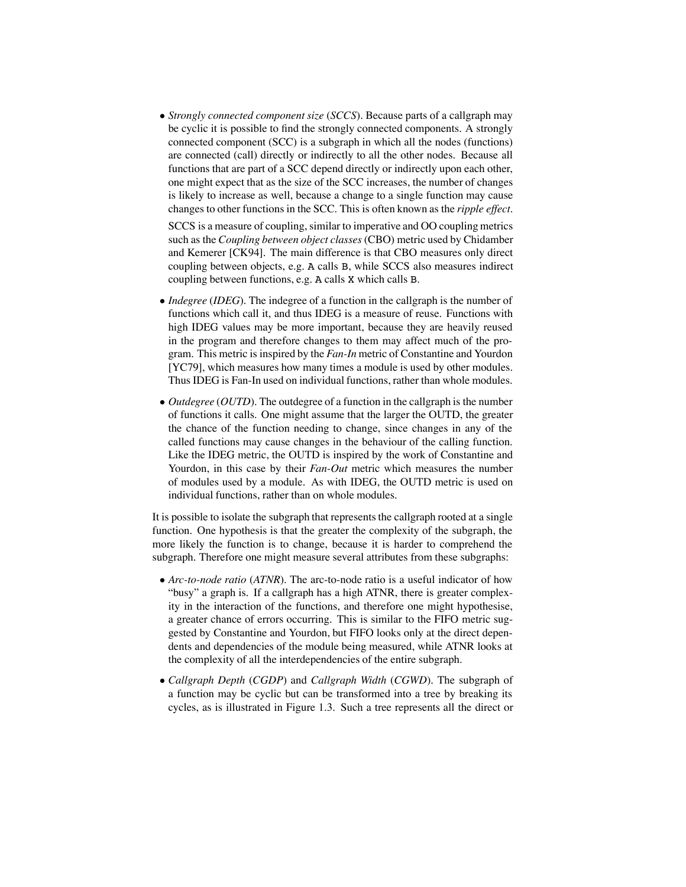- *Strongly connected component size* (*SCCS*). Because parts of a callgraph may be cyclic it is possible to find the strongly connected components. A strongly connected component (SCC) is a subgraph in which all the nodes (functions) are connected (call) directly or indirectly to all the other nodes. Because all functions that are part of a SCC depend directly or indirectly upon each other, one might expect that as the size of the SCC increases, the number of changes is likely to increase as well, because a change to a single function may cause changes to other functions in the SCC. This is often known as the *ripple effect*.

  SCCS is a measure of coupling, similar to imperative and OO coupling metrics such as the *Coupling between object classes* (CBO) metric used by Chidamber and Kemerer [CK94]. The main difference is that CBO measures only direct coupling between objects, e.g. `A` calls `B`, while SCCS also measures indirect coupling between functions, e.g. `A` calls `X` which calls `B`.

- *Indegree* (*IDEG*). The indegree of a function in the callgraph is the number of functions which call it, and thus IDEG is a measure of reuse. Functions with high IDEG values may be more important, because they are heavily reused in the program and therefore changes to them may affect much of the program. This metric is inspired by the *Fan-In* metric of Constantine and Yourdon [YC79], which measures how many times a module is used by other modules. Thus IDEG is Fan-In used on individual functions, rather than whole modules.

- *Outdegree* (*OUTD*). The outdegree of a function in the callgraph is the number of functions it calls. One might assume that the larger the OUTD, the greater the chance of the function needing to change, since changes in any of the called functions may cause changes in the behaviour of the calling function. Like the IDEG metric, the OUTD is inspired by the work of Constantine and Yourdon, in this case by their *Fan-Out* metric which measures the number of modules used by a module. As with IDEG, the OUTD metric is used on individual functions, rather than on whole modules.

It is possible to isolate the subgraph that represents the callgraph rooted at a single function. One hypothesis is that the greater the complexity of the subgraph, the more likely the function is to change, because it is harder to comprehend the subgraph. Therefore one might measure several attributes from these subgraphs:

- *Arc-to-node ratio* (*ATNR*). The arc-to-node ratio is a useful indicator of how "busy" a graph is. If a callgraph has a high ATNR, there is greater complexity in the interaction of the functions, and therefore one might hypothesise, a greater chance of errors occurring. This is similar to the FIFO metric suggested by Constantine and Yourdon, but FIFO looks only at the direct dependents and dependencies of the module being measured, while ATNR looks at the complexity of all the interdependencies of the entire subgraph.

- *Callgraph Depth* (*CGDP*) and *Callgraph Width* (*CGWD*). The subgraph of a function may be cyclic but can be transformed into a tree by breaking its cycles, as is illustrated in Figure 1.3. Such a tree represents all the direct or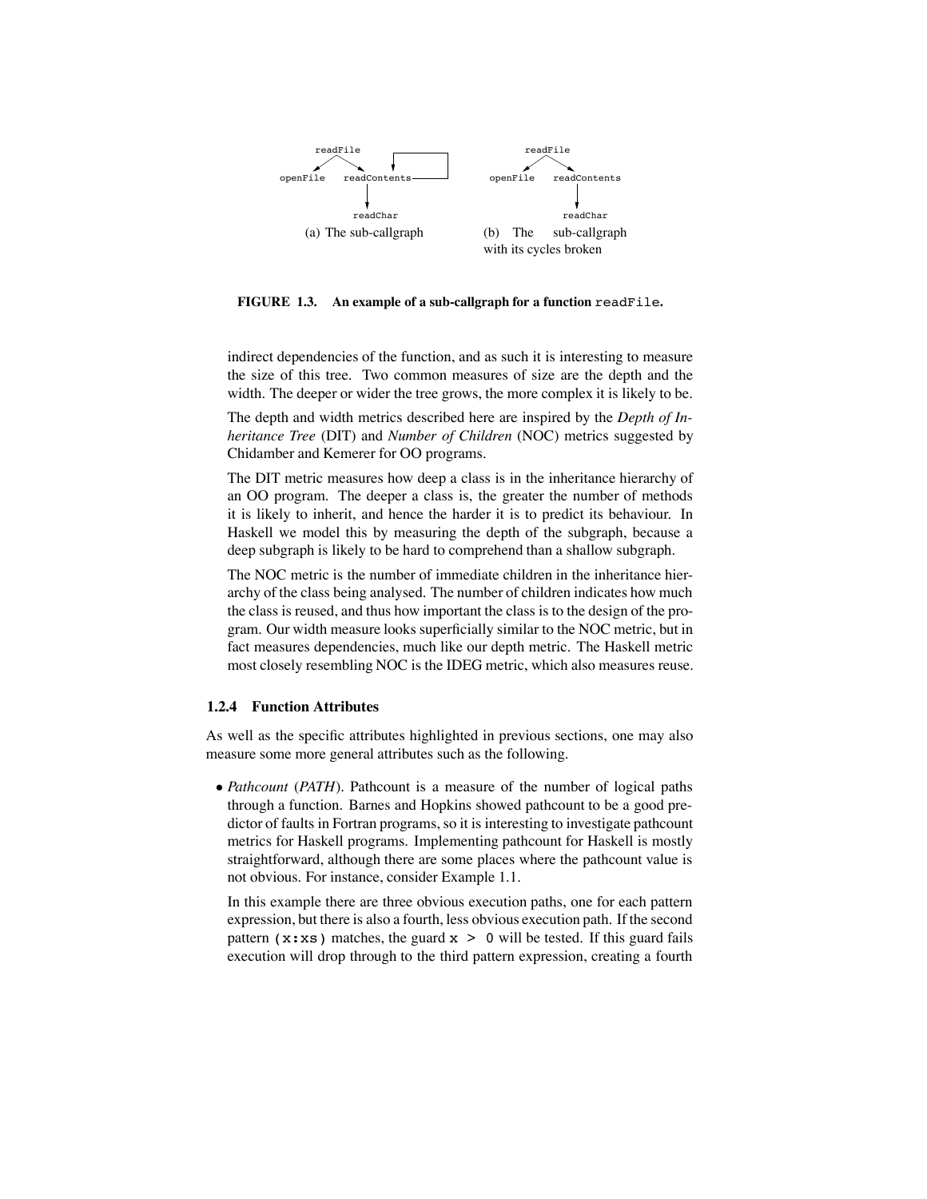(a) The sub-callgraph

(b) The sub-callgraph with its cycles broken

**FIGURE 1.3. An example of a sub-callgraph for a function `readFile`.**

indirect dependencies of the function, and as such it is interesting to measure the size of this tree. Two common measures of size are the depth and the width. The deeper or wider the tree grows, the more complex it is likely to be.

The depth and width metrics described here are inspired by the *Depth of Inheritance Tree* (DIT) and *Number of Children* (NOC) metrics suggested by Chidamber and Kemerer for OO programs.

The DIT metric measures how deep a class is in the inheritance hierarchy of an OO program. The deeper a class is, the greater the number of methods it is likely to inherit, and hence the harder it is to predict its behaviour. In Haskell we model this by measuring the depth of the subgraph, because a deep subgraph is likely to be hard to comprehend than a shallow subgraph.

The NOC metric is the number of immediate children in the inheritance hierarchy of the class being analysed. The number of children indicates how much the class is reused, and thus how important the class is to the design of the program. Our width measure looks superficially similar to the NOC metric, but in fact measures dependencies, much like our depth metric. The Haskell metric most closely resembling NOC is the IDEG metric, which also measures reuse.

### 1.2.4 Function Attributes

As well as the specific attributes highlighted in previous sections, one may also measure some more general attributes such as the following.

- *Pathcount* (*PATH*). Pathcount is a measure of the number of logical paths through a function. Barnes and Hopkins showed pathcount to be a good predictor of faults in Fortran programs, so it is interesting to investigate pathcount metrics for Haskell programs. Implementing pathcount for Haskell is mostly straightforward, although there are some places where the pathcount value is not obvious. For instance, consider Example 1.1.

  In this example there are three obvious execution paths, one for each pattern expression, but there is also a fourth, less obvious execution path. If the second pattern `(x:xs)` matches, the guard `x > 0` will be tested. If this guard fails execution will drop through to the third pattern expression, creating a fourth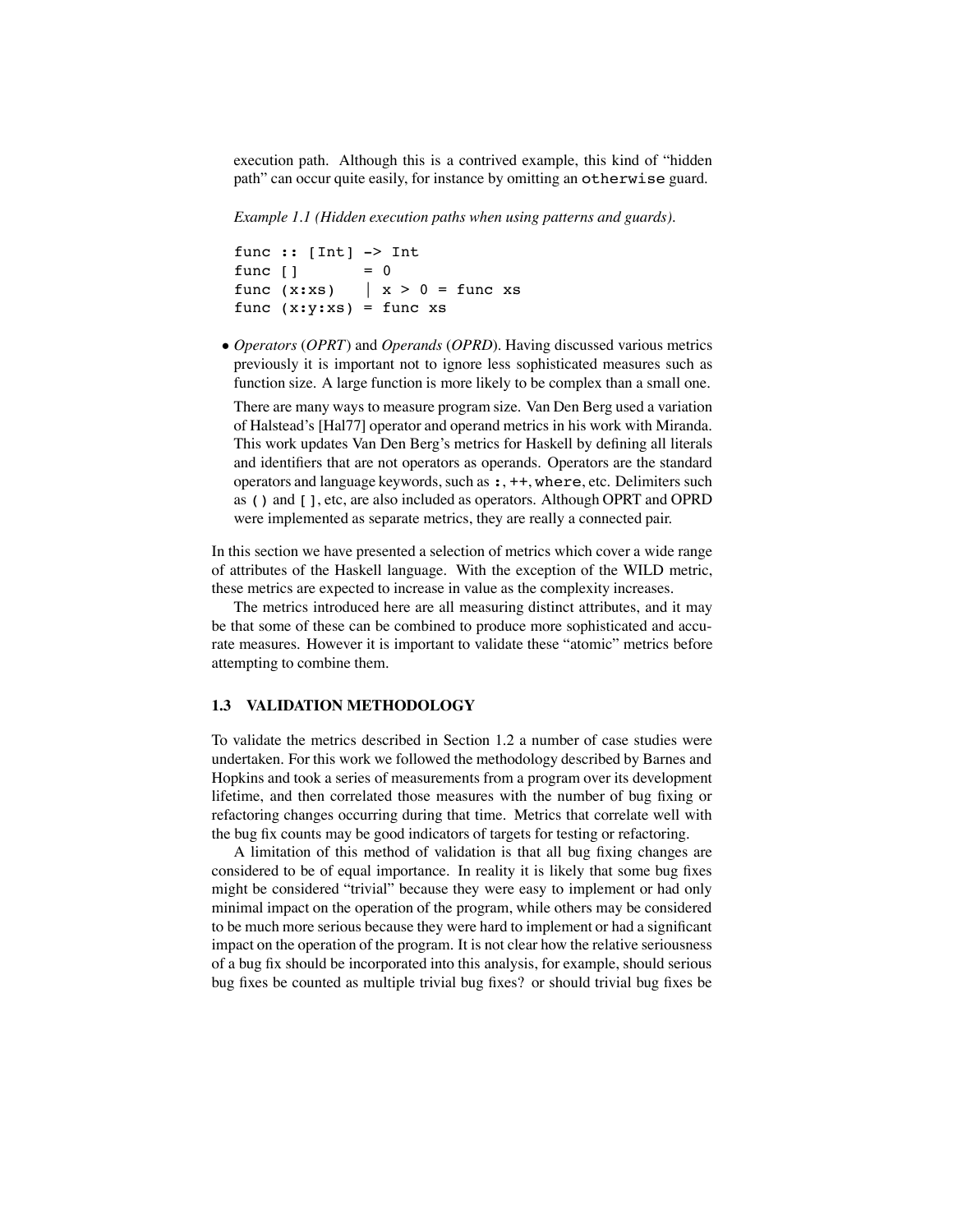execution path. Although this is a contrived example, this kind of "hidden path" can occur quite easily, for instance by omitting an `otherwise` guard.

*Example 1.1 (Hidden execution paths when using patterns and guards).*

```
func :: [Int] -> Int
func []         = 0
func (x:xs)     | x > 0 = func xs
func (x:y:xs) = func xs
```

- *Operators* (*OPRT*) and *Operands* (*OPRD*). Having discussed various metrics previously it is important not to ignore less sophisticated measures such as function size. A large function is more likely to be complex than a small one.

  There are many ways to measure program size. Van Den Berg used a variation of Halstead's [Hal77] operator and operand metrics in his work with Miranda. This work updates Van Den Berg's metrics for Haskell by defining all literals and identifiers that are not operators as operands. Operators are the standard operators and language keywords, such as `:`, `++`, `where`, etc. Delimiters such as `()` and `[]`, etc, are also included as operators. Although OPRT and OPRD were implemented as separate metrics, they are really a connected pair.

In this section we have presented a selection of metrics which cover a wide range of attributes of the Haskell language. With the exception of the WILD metric, these metrics are expected to increase in value as the complexity increases.

The metrics introduced here are all measuring distinct attributes, and it may be that some of these can be combined to produce more sophisticated and accurate measures. However it is important to validate these "atomic" metrics before attempting to combine them.

### 1.3 VALIDATION METHODOLOGY

To validate the metrics described in Section 1.2 a number of case studies were undertaken. For this work we followed the methodology described by Barnes and Hopkins and took a series of measurements from a program over its development lifetime, and then correlated those measures with the number of bug fixing or refactoring changes occurring during that time. Metrics that correlate well with the bug fix counts may be good indicators of targets for testing or refactoring.

A limitation of this method of validation is that all bug fixing changes are considered to be of equal importance. In reality it is likely that some bug fixes might be considered "trivial" because they were easy to implement or had only minimal impact on the operation of the program, while others may be considered to be much more serious because they were hard to implement or had a significant impact on the operation of the program. It is not clear how the relative seriousness of a bug fix should be incorporated into this analysis, for example, should serious bug fixes be counted as multiple trivial bug fixes? or should trivial bug fixes be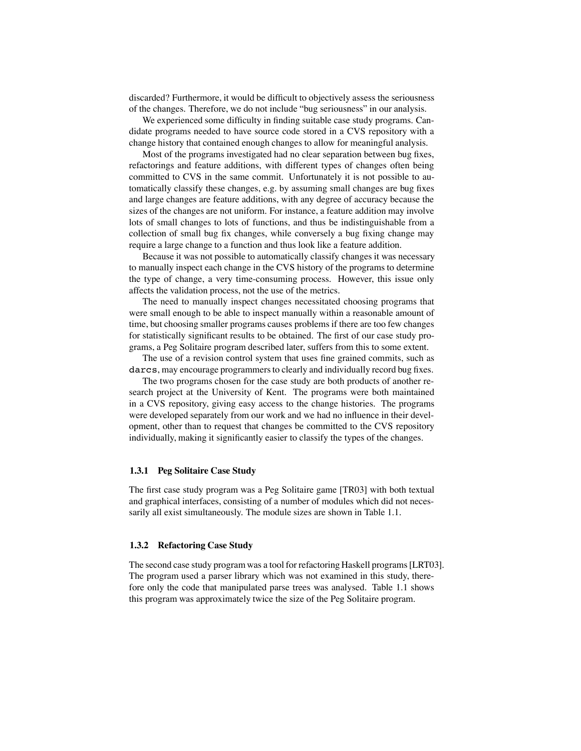discarded? Furthermore, it would be difficult to objectively assess the seriousness of the changes. Therefore, we do not include "bug seriousness" in our analysis.

We experienced some difficulty in finding suitable case study programs. Candidate programs needed to have source code stored in a CVS repository with a change history that contained enough changes to allow for meaningful analysis.

Most of the programs investigated had no clear separation between bug fixes, refactorings and feature additions, with different types of changes often being committed to CVS in the same commit. Unfortunately it is not possible to automatically classify these changes, e.g. by assuming small changes are bug fixes and large changes are feature additions, with any degree of accuracy because the sizes of the changes are not uniform. For instance, a feature addition may involve lots of small changes to lots of functions, and thus be indistinguishable from a collection of small bug fix changes, while conversely a bug fixing change may require a large change to a function and thus look like a feature addition.

Because it was not possible to automatically classify changes it was necessary to manually inspect each change in the CVS history of the programs to determine the type of change, a very time-consuming process. However, this issue only affects the validation process, not the use of the metrics.

The need to manually inspect changes necessitated choosing programs that were small enough to be able to inspect manually within a reasonable amount of time, but choosing smaller programs causes problems if there are too few changes for statistically significant results to be obtained. The first of our case study programs, a Peg Solitaire program described later, suffers from this to some extent.

The use of a revision control system that uses fine grained commits, such as `darcs`, may encourage programmers to clearly and individually record bug fixes.

The two programs chosen for the case study are both products of another research project at the University of Kent. The programs were both maintained in a CVS repository, giving easy access to the change histories. The programs were developed separately from our work and we had no influence in their development, other than to request that changes be committed to the CVS repository individually, making it significantly easier to classify the types of the changes.

### 1.3.1 Peg Solitaire Case Study

The first case study program was a Peg Solitaire game [TR03] with both textual and graphical interfaces, consisting of a number of modules which did not necessarily all exist simultaneously. The module sizes are shown in Table 1.1.

### 1.3.2 Refactoring Case Study

The second case study program was a tool for refactoring Haskell programs [LRT03]. The program used a parser library which was not examined in this study, therefore only the code that manipulated parse trees was analysed. Table 1.1 shows this program was approximately twice the size of the Peg Solitaire program.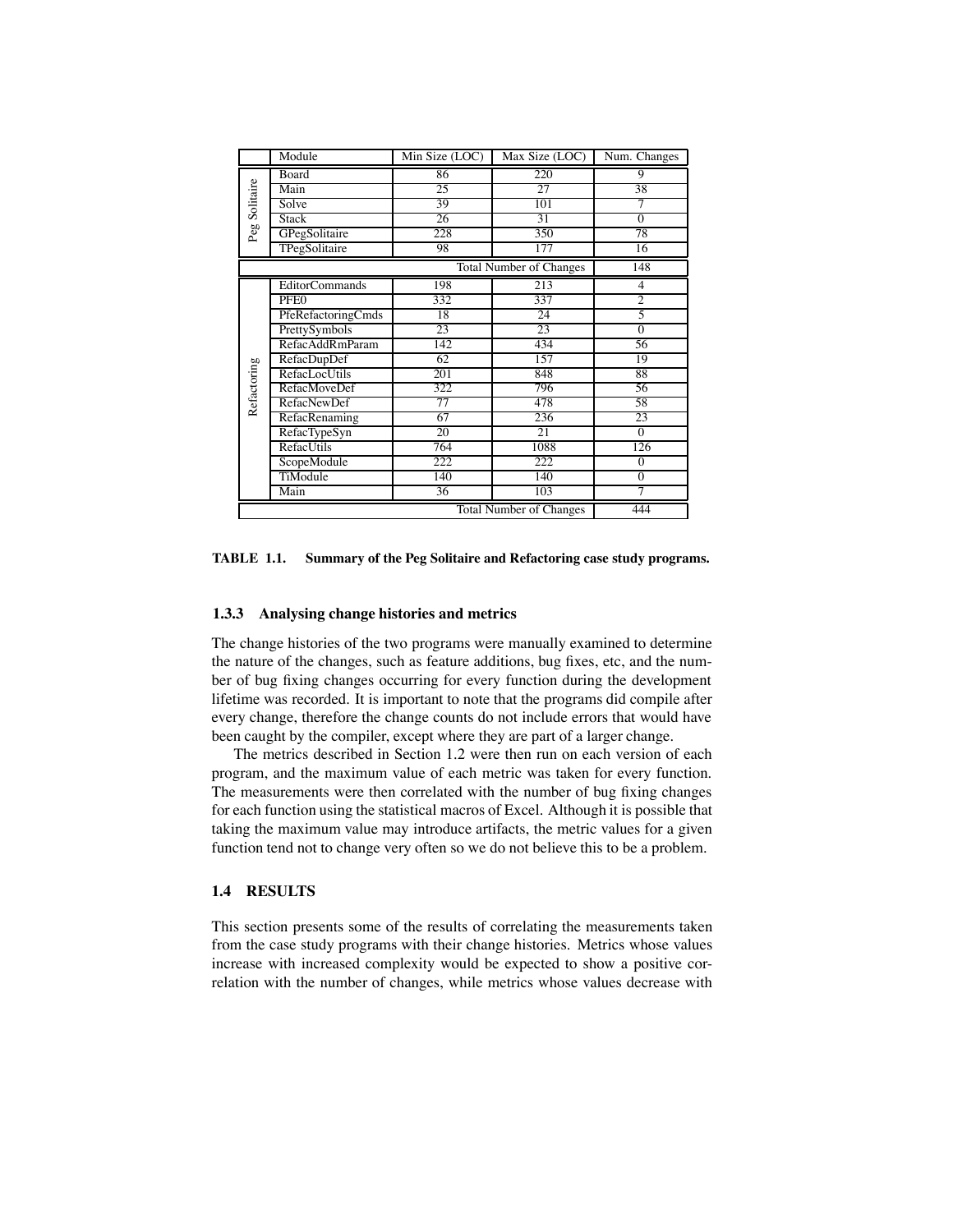| | Module | Min Size (LOC) | Max Size (LOC) | Num. Changes |
|---|---|---|---|---|
| Peg Solitaire | Board | 86 | 220 | 9 |
| | Main | 25 | 27 | 38 |
| | Solve | 39 | 101 | 7 |
| | Stack | 26 | 31 | 0 |
| | GPegSolitaire | 228 | 350 | 78 |
| | TPegSolitaire | 98 | 177 | 16 |
| | | | Total Number of Changes | 148 |
| Refactoring | EditorCommands | 198 | 213 | 4 |
| | PFE0 | 332 | 337 | 2 |
| | PfeRefactoringCmds | 18 | 24 | 5 |
| | PrettySymbols | 23 | 23 | 0 |
| | RefacAddRmParam | 142 | 434 | 56 |
| | RefacDupDef | 62 | 157 | 19 |
| | RefacLocUtils | 201 | 848 | 88 |
| | RefacMoveDef | 322 | 796 | 56 |
| | RefacNewDef | 77 | 478 | 58 |
| | RefacRenaming | 67 | 236 | 23 |
| | RefacTypeSyn | 20 | 21 | 0 |
| | RefacUtils | 764 | 1088 | 126 |
| | ScopeModule | 222 | 222 | 0 |
| | TiModule | 140 | 140 | 0 |
| | Main | 36 | 103 | 7 |
| | | | Total Number of Changes | 444 |

**TABLE 1.1. Summary of the Peg Solitaire and Refactoring case study programs.**

### 1.3.3 Analysing change histories and metrics

The change histories of the two programs were manually examined to determine the nature of the changes, such as feature additions, bug fixes, etc, and the number of bug fixing changes occurring for every function during the development lifetime was recorded. It is important to note that the programs did compile after every change, therefore the change counts do not include errors that would have been caught by the compiler, except where they are part of a larger change.

The metrics described in Section 1.2 were then run on each version of each program, and the maximum value of each metric was taken for every function. The measurements were then correlated with the number of bug fixing changes for each function using the statistical macros of Excel. Although it is possible that taking the maximum value may introduce artifacts, the metric values for a given function tend not to change very often so we do not believe this to be a problem.

## 1.4 RESULTS

This section presents some of the results of correlating the measurements taken from the case study programs with their change histories. Metrics whose values increase with increased complexity would be expected to show a positive correlation with the number of changes, while metrics whose values decrease with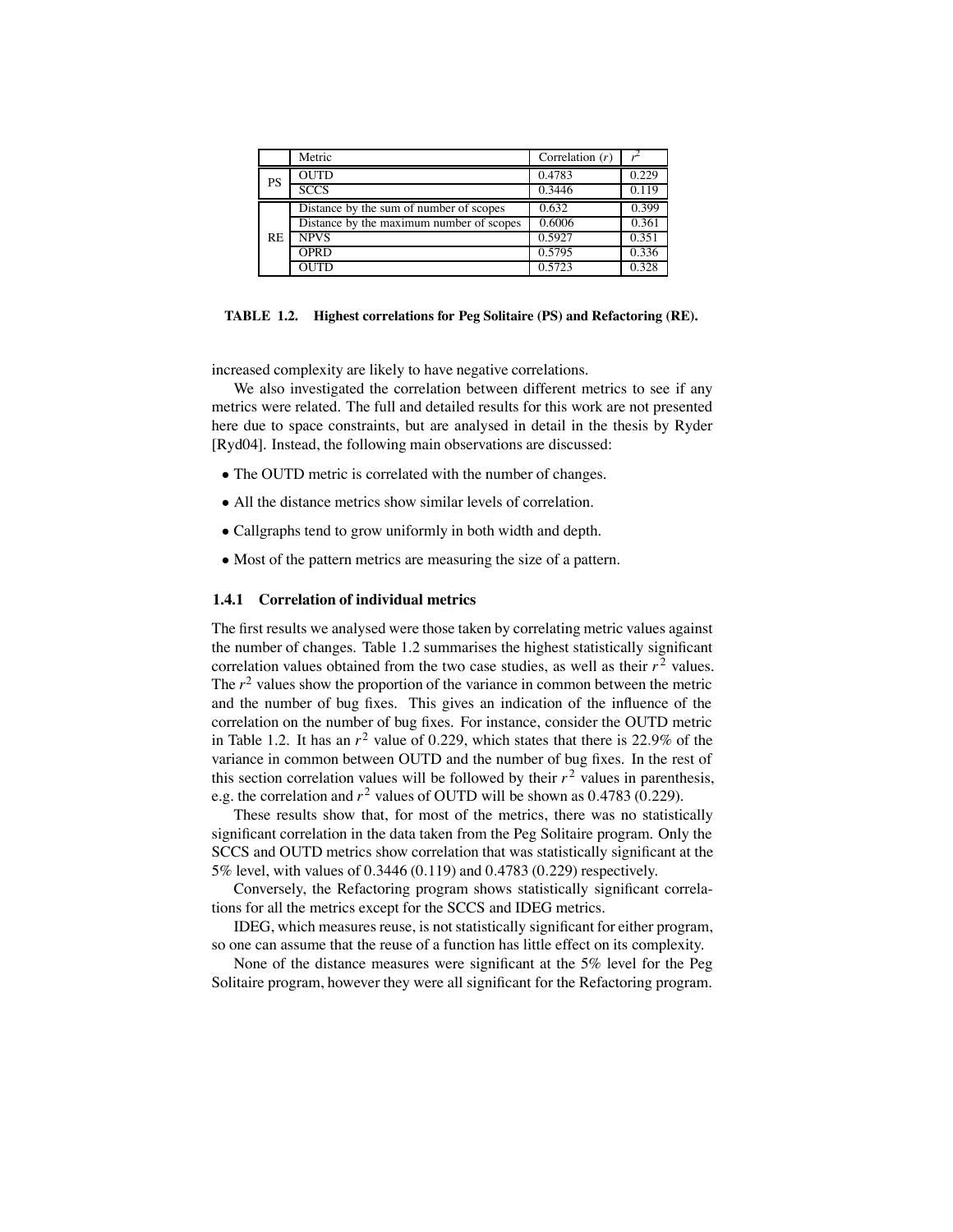| | Metric | Correlation ($r$) | $r^2$ |
|---|---|---|---|
| PS | OUTD | 0.4783 | 0.229 |
| | SCCS | 0.3446 | 0.119 |
| RE | Distance by the sum of number of scopes | 0.632 | 0.399 |
| | Distance by the maximum number of scopes | 0.6006 | 0.361 |
| | NPVS | 0.5927 | 0.351 |
| | OPRD | 0.5795 | 0.336 |
| | OUTD | 0.5723 | 0.328 |

**TABLE 1.2. Highest correlations for Peg Solitaire (PS) and Refactoring (RE).**

increased complexity are likely to have negative correlations.

We also investigated the correlation between different metrics to see if any metrics were related. The full and detailed results for this work are not presented here due to space constraints, but are analysed in detail in the thesis by Ryder [Ryd04]. Instead, the following main observations are discussed:

- The OUTD metric is correlated with the number of changes.
- All the distance metrics show similar levels of correlation.
- Callgraphs tend to grow uniformly in both width and depth.
- Most of the pattern metrics are measuring the size of a pattern.

### 1.4.1 Correlation of individual metrics

The first results we analysed were those taken by correlating metric values against the number of changes. Table 1.2 summarises the highest statistically significant correlation values obtained from the two case studies, as well as their $r^2$ values. The $r^2$ values show the proportion of the variance in common between the metric and the number of bug fixes. This gives an indication of the influence of the correlation on the number of bug fixes. For instance, consider the OUTD metric in Table 1.2. It has an $r^2$ value of 0.229, which states that there is 22.9% of the variance in common between OUTD and the number of bug fixes. In the rest of this section correlation values will be followed by their $r^2$ values in parenthesis, e.g. the correlation and $r^2$ values of OUTD will be shown as 0.4783 (0.229).

These results show that, for most of the metrics, there was no statistically significant correlation in the data taken from the Peg Solitaire program. Only the SCCS and OUTD metrics show correlation that was statistically significant at the 5% level, with values of 0.3446 (0.119) and 0.4783 (0.229) respectively.

Conversely, the Refactoring program shows statistically significant correlations for all the metrics except for the SCCS and IDEG metrics.

IDEG, which measures reuse, is not statistically significant for either program, so one can assume that the reuse of a function has little effect on its complexity.

None of the distance measures were significant at the 5% level for the Peg Solitaire program, however they were all significant for the Refactoring program.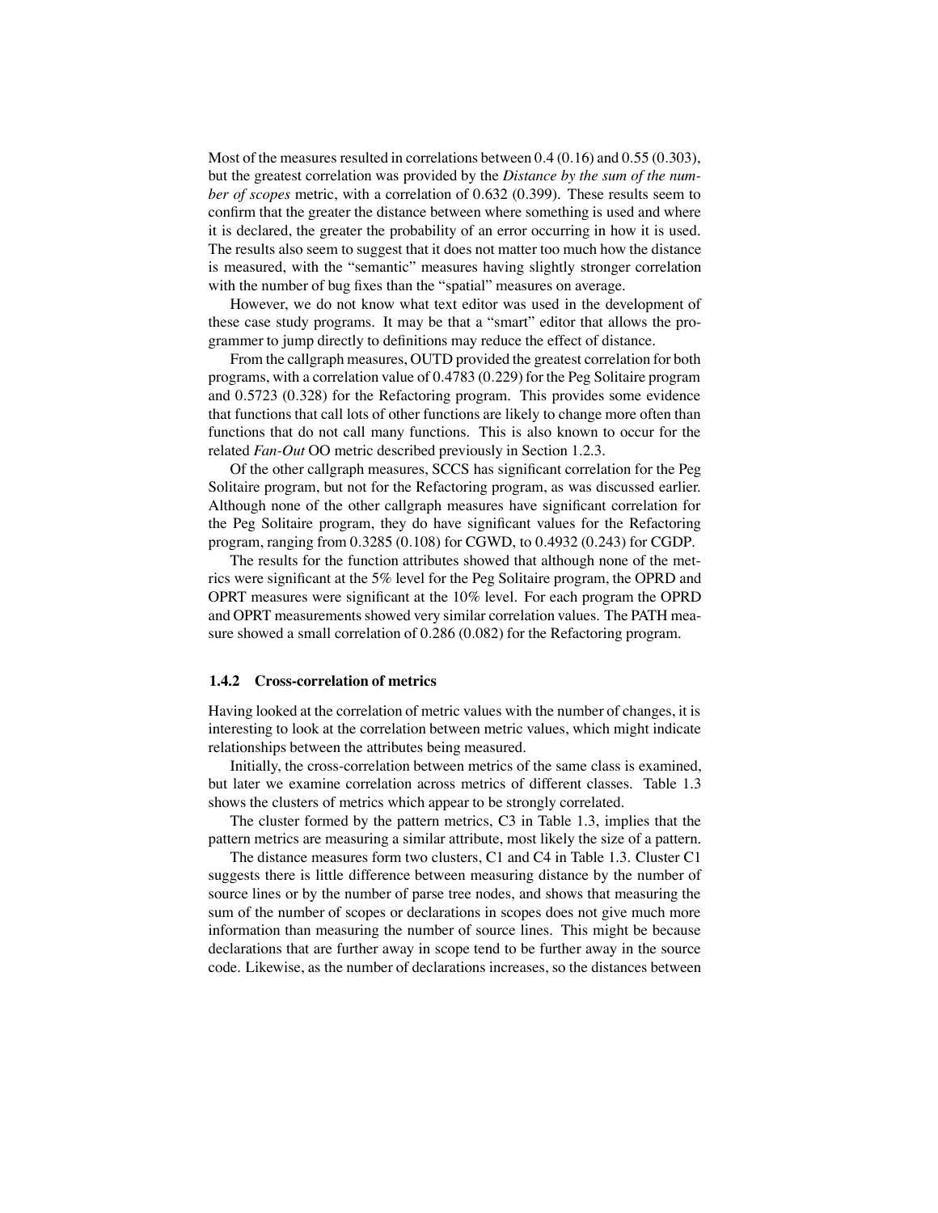Most of the measures resulted in correlations between 0.4 (0.16) and 0.55 (0.303), but the greatest correlation was provided by the *Distance by the sum of the number of scopes* metric, with a correlation of 0.632 (0.399). These results seem to confirm that the greater the distance between where something is used and where it is declared, the greater the probability of an error occurring in how it is used. The results also seem to suggest that it does not matter too much how the distance is measured, with the "semantic" measures having slightly stronger correlation with the number of bug fixes than the "spatial" measures on average.

However, we do not know what text editor was used in the development of these case study programs. It may be that a "smart" editor that allows the programmer to jump directly to definitions may reduce the effect of distance.

From the callgraph measures, OUTD provided the greatest correlation for both programs, with a correlation value of 0.4783 (0.229) for the Peg Solitaire program and 0.5723 (0.328) for the Refactoring program. This provides some evidence that functions that call lots of other functions are likely to change more often than functions that do not call many functions. This is also known to occur for the related *Fan-Out* OO metric described previously in Section 1.2.3.

Of the other callgraph measures, SCCS has significant correlation for the Peg Solitaire program, but not for the Refactoring program, as was discussed earlier. Although none of the other callgraph measures have significant correlation for the Peg Solitaire program, they do have significant values for the Refactoring program, ranging from 0.3285 (0.108) for CGWD, to 0.4932 (0.243) for CGDP.

The results for the function attributes showed that although none of the metrics were significant at the 5% level for the Peg Solitaire program, the OPRD and OPRT measures were significant at the 10% level. For each program the OPRD and OPRT measurements showed very similar correlation values. The PATH measure showed a small correlation of 0.286 (0.082) for the Refactoring program.

### 1.4.2 Cross-correlation of metrics

Having looked at the correlation of metric values with the number of changes, it is interesting to look at the correlation between metric values, which might indicate relationships between the attributes being measured.

Initially, the cross-correlation between metrics of the same class is examined, but later we examine correlation across metrics of different classes. Table 1.3 shows the clusters of metrics which appear to be strongly correlated.

The cluster formed by the pattern metrics, C3 in Table 1.3, implies that the pattern metrics are measuring a similar attribute, most likely the size of a pattern.

The distance measures form two clusters, C1 and C4 in Table 1.3. Cluster C1 suggests there is little difference between measuring distance by the number of source lines or by the number of parse tree nodes, and shows that measuring the sum of the number of scopes or declarations in scopes does not give much more information than measuring the number of source lines. This might be because declarations that are further away in scope tend to be further away in the source code. Likewise, as the number of declarations increases, so the distances between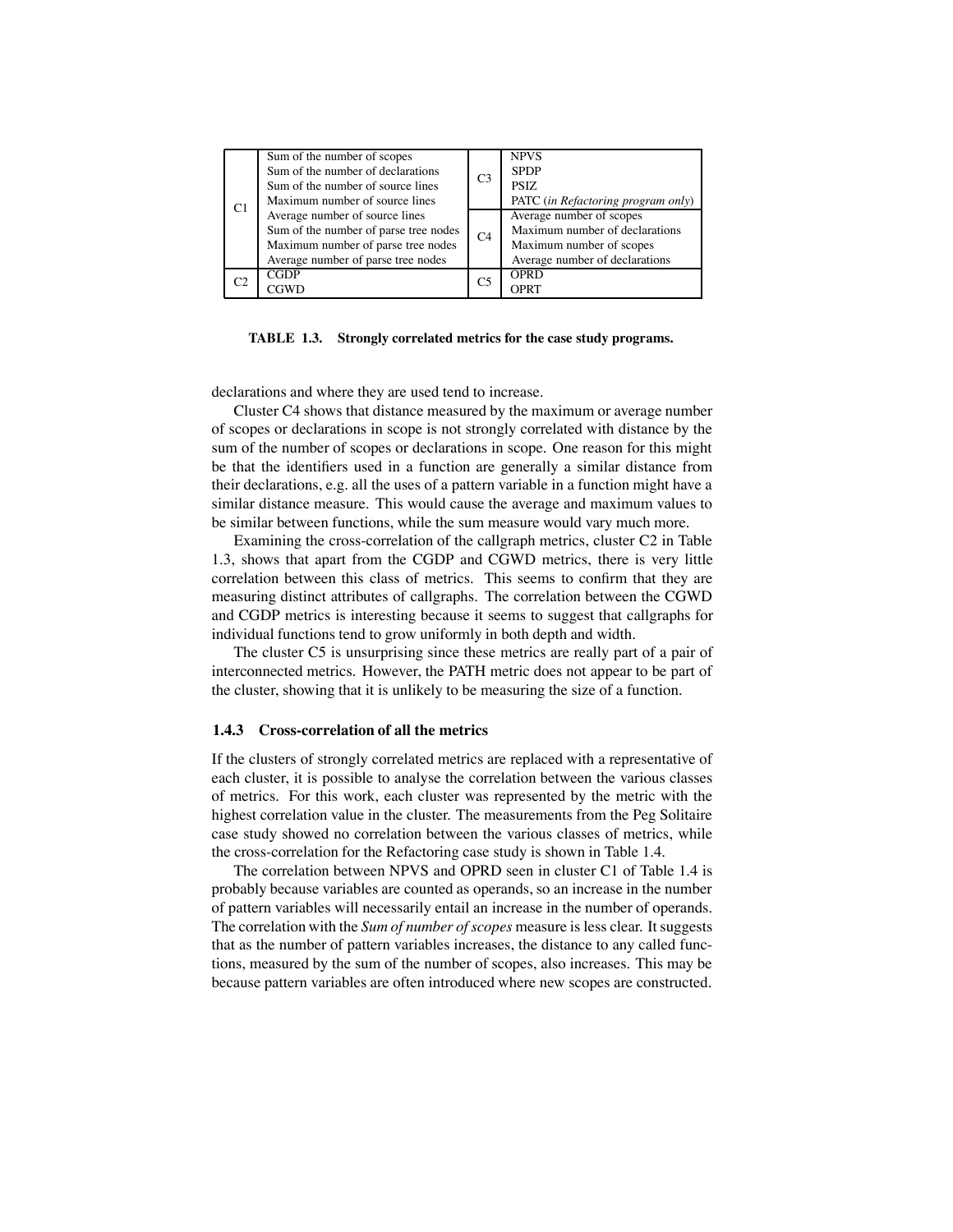| | | | |
|---|---|---|---|
| C1 | Sum of the number of scopes<br>Sum of the number of declarations<br>Sum of the number of source lines<br>Maximum number of source lines<br>Average number of source lines<br>Sum of the number of parse tree nodes<br>Maximum number of parse tree nodes<br>Average number of parse tree nodes | C3 | NPVS<br>SPDP<br>PSIZ<br>PATC (*in Refactoring program only*) |
| | | C4 | Average number of scopes<br>Maximum number of declarations<br>Maximum number of scopes<br>Average number of declarations |
| C2 | CGDP<br>CGWD | C5 | OPRD<br>OPRT |

**TABLE 1.3. Strongly correlated metrics for the case study programs.**

declarations and where they are used tend to increase.

Cluster C4 shows that distance measured by the maximum or average number of scopes or declarations in scope is not strongly correlated with distance by the sum of the number of scopes or declarations in scope. One reason for this might be that the identifiers used in a function are generally a similar distance from their declarations, e.g. all the uses of a pattern variable in a function might have a similar distance measure. This would cause the average and maximum values to be similar between functions, while the sum measure would vary much more.

Examining the cross-correlation of the callgraph metrics, cluster C2 in Table 1.3, shows that apart from the CGDP and CGWD metrics, there is very little correlation between this class of metrics. This seems to confirm that they are measuring distinct attributes of callgraphs. The correlation between the CGWD and CGDP metrics is interesting because it seems to suggest that callgraphs for individual functions tend to grow uniformly in both depth and width.

The cluster C5 is unsurprising since these metrics are really part of a pair of interconnected metrics. However, the PATH metric does not appear to be part of the cluster, showing that it is unlikely to be measuring the size of a function.

### 1.4.3 Cross-correlation of all the metrics

If the clusters of strongly correlated metrics are replaced with a representative of each cluster, it is possible to analyse the correlation between the various classes of metrics. For this work, each cluster was represented by the metric with the highest correlation value in the cluster. The measurements from the Peg Solitaire case study showed no correlation between the various classes of metrics, while the cross-correlation for the Refactoring case study is shown in Table 1.4.

The correlation between NPVS and OPRD seen in cluster C1 of Table 1.4 is probably because variables are counted as operands, so an increase in the number of pattern variables will necessarily entail an increase in the number of operands. The correlation with the *Sum of number of scopes* measure is less clear. It suggests that as the number of pattern variables increases, the distance to any called functions, measured by the sum of the number of scopes, also increases. This may be because pattern variables are often introduced where new scopes are constructed.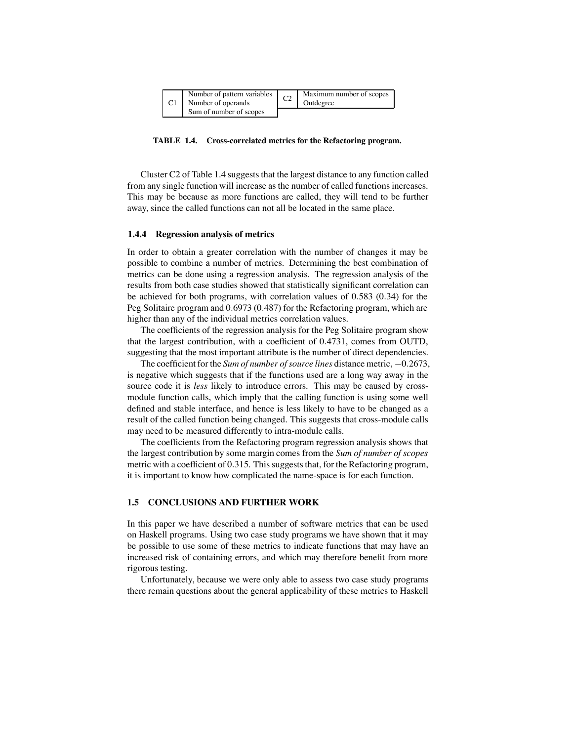| | | | |
|---|---|---|---|
| C1 | Number of pattern variables<br>Number of operands<br>Sum of number of scopes | C2 | Maximum number of scopes<br>Outdegree |

**TABLE 1.4. Cross-correlated metrics for the Refactoring program.**

Cluster C2 of Table 1.4 suggests that the largest distance to any function called from any single function will increase as the number of called functions increases. This may be because as more functions are called, they will tend to be further away, since the called functions can not all be located in the same place.

### 1.4.4 Regression analysis of metrics

In order to obtain a greater correlation with the number of changes it may be possible to combine a number of metrics. Determining the best combination of metrics can be done using a regression analysis. The regression analysis of the results from both case studies showed that statistically significant correlation can be achieved for both programs, with correlation values of 0.583 (0.34) for the Peg Solitaire program and 0.6973 (0.487) for the Refactoring program, which are higher than any of the individual metrics correlation values.

The coefficients of the regression analysis for the Peg Solitaire program show that the largest contribution, with a coefficient of 0.4731, comes from OUTD, suggesting that the most important attribute is the number of direct dependencies.

The coefficient for the *Sum of number of source lines* distance metric, $-0.2673$, is negative which suggests that if the functions used are a long way away in the source code it is *less* likely to introduce errors. This may be caused by cross-module function calls, which imply that the calling function is using some well defined and stable interface, and hence is less likely to have to be changed as a result of the called function being changed. This suggests that cross-module calls may need to be measured differently to intra-module calls.

The coefficients from the Refactoring program regression analysis shows that the largest contribution by some margin comes from the *Sum of number of scopes* metric with a coefficient of 0.315. This suggests that, for the Refactoring program, it is important to know how complicated the name-space is for each function.

## 1.5 CONCLUSIONS AND FURTHER WORK

In this paper we have described a number of software metrics that can be used on Haskell programs. Using two case study programs we have shown that it may be possible to use some of these metrics to indicate functions that may have an increased risk of containing errors, and which may therefore benefit from more rigorous testing.

Unfortunately, because we were only able to assess two case study programs there remain questions about the general applicability of these metrics to Haskell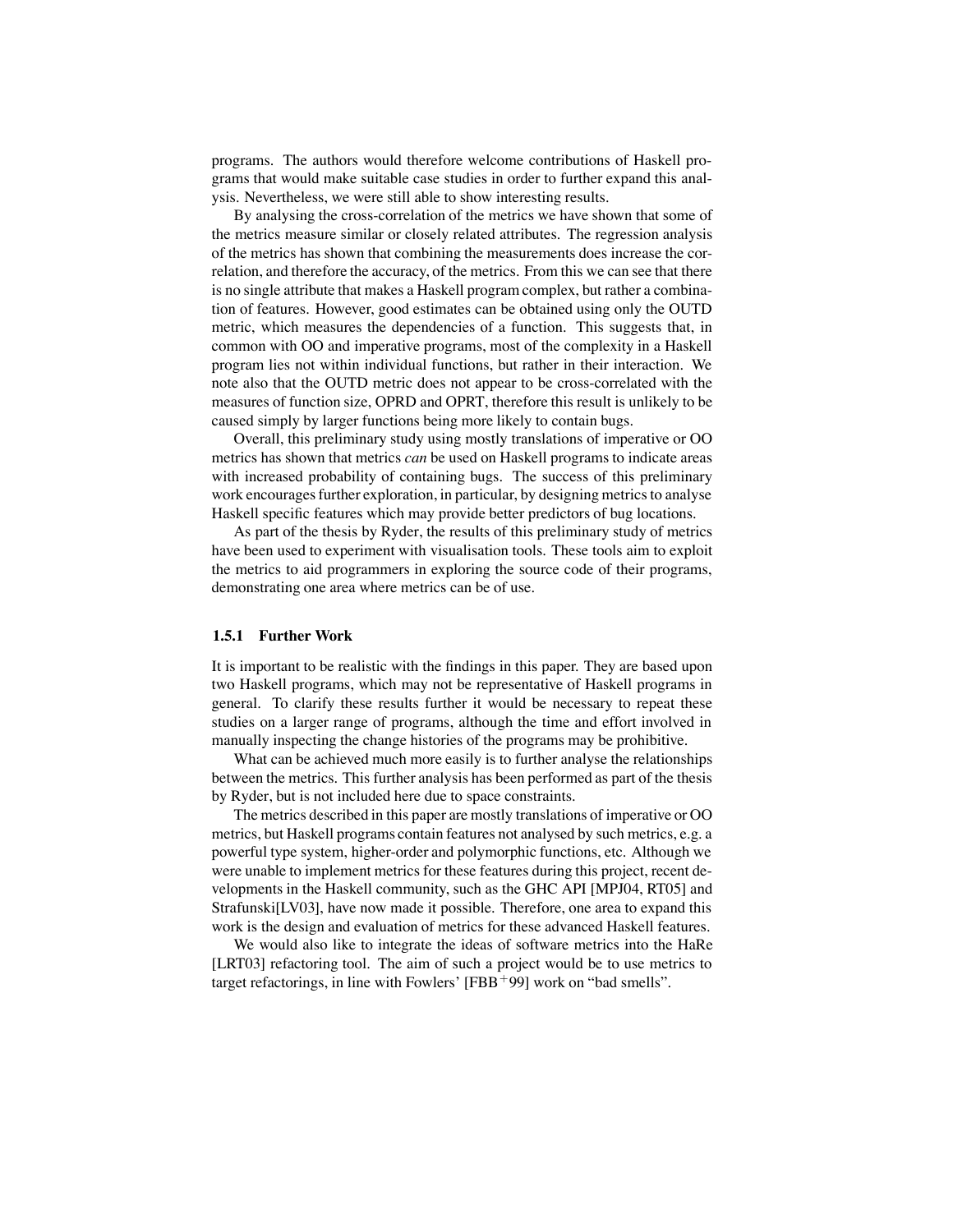programs. The authors would therefore welcome contributions of Haskell programs that would make suitable case studies in order to further expand this analysis. Nevertheless, we were still able to show interesting results.

By analysing the cross-correlation of the metrics we have shown that some of the metrics measure similar or closely related attributes. The regression analysis of the metrics has shown that combining the measurements does increase the correlation, and therefore the accuracy, of the metrics. From this we can see that there is no single attribute that makes a Haskell program complex, but rather a combination of features. However, good estimates can be obtained using only the OUTD metric, which measures the dependencies of a function. This suggests that, in common with OO and imperative programs, most of the complexity in a Haskell program lies not within individual functions, but rather in their interaction. We note also that the OUTD metric does not appear to be cross-correlated with the measures of function size, OPRD and OPRT, therefore this result is unlikely to be caused simply by larger functions being more likely to contain bugs.

Overall, this preliminary study using mostly translations of imperative or OO metrics has shown that metrics *can* be used on Haskell programs to indicate areas with increased probability of containing bugs. The success of this preliminary work encourages further exploration, in particular, by designing metrics to analyse Haskell specific features which may provide better predictors of bug locations.

As part of the thesis by Ryder, the results of this preliminary study of metrics have been used to experiment with visualisation tools. These tools aim to exploit the metrics to aid programmers in exploring the source code of their programs, demonstrating one area where metrics can be of use.

### 1.5.1 Further Work

It is important to be realistic with the findings in this paper. They are based upon two Haskell programs, which may not be representative of Haskell programs in general. To clarify these results further it would be necessary to repeat these studies on a larger range of programs, although the time and effort involved in manually inspecting the change histories of the programs may be prohibitive.

What can be achieved much more easily is to further analyse the relationships between the metrics. This further analysis has been performed as part of the thesis by Ryder, but is not included here due to space constraints.

The metrics described in this paper are mostly translations of imperative or OO metrics, but Haskell programs contain features not analysed by such metrics, e.g. a powerful type system, higher-order and polymorphic functions, etc. Although we were unable to implement metrics for these features during this project, recent developments in the Haskell community, such as the GHC API [MPJ04, RT05] and Strafunski[LV03], have now made it possible. Therefore, one area to expand this work is the design and evaluation of metrics for these advanced Haskell features.

We would also like to integrate the ideas of software metrics into the HaRe [LRT03] refactoring tool. The aim of such a project would be to use metrics to target refactorings, in line with Fowlers' [FBB+99] work on "bad smells".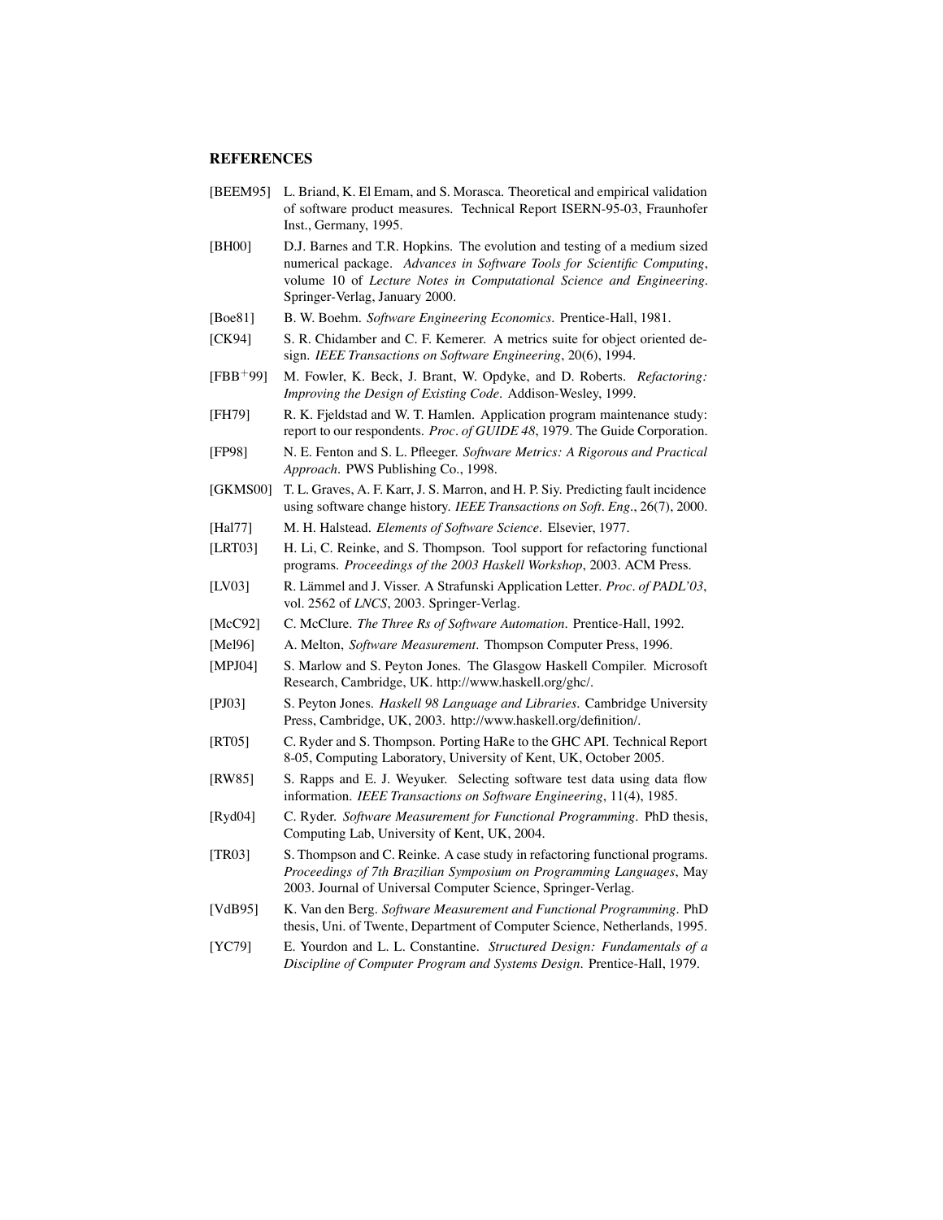## REFERENCES

[BEEM95] L. Briand, K. El Emam, and S. Morasca. Theoretical and empirical validation of software product measures. Technical Report ISERN-95-03, Fraunhofer Inst., Germany, 1995.

[BH00] D.J. Barnes and T.R. Hopkins. The evolution and testing of a medium sized numerical package. *Advances in Software Tools for Scientific Computing*, volume 10 of *Lecture Notes in Computational Science and Engineering*. Springer-Verlag, January 2000.

[Boe81] B. W. Boehm. *Software Engineering Economics*. Prentice-Hall, 1981.

[CK94] S. R. Chidamber and C. F. Kemerer. A metrics suite for object oriented design. *IEEE Transactions on Software Engineering*, 20(6), 1994.

[FBB+99] M. Fowler, K. Beck, J. Brant, W. Opdyke, and D. Roberts. *Refactoring: Improving the Design of Existing Code*. Addison-Wesley, 1999.

[FH79] R. K. Fjeldstad and W. T. Hamlen. Application program maintenance study: report to our respondents. *Proc. of GUIDE 48*, 1979. The Guide Corporation.

[FP98] N. E. Fenton and S. L. Pfleeger. *Software Metrics: A Rigorous and Practical Approach*. PWS Publishing Co., 1998.

[GKMS00] T. L. Graves, A. F. Karr, J. S. Marron, and H. P. Siy. Predicting fault incidence using software change history. *IEEE Transactions on Soft. Eng.*, 26(7), 2000.

[Hal77] M. H. Halstead. *Elements of Software Science*. Elsevier, 1977.

[LRT03] H. Li, C. Reinke, and S. Thompson. Tool support for refactoring functional programs. *Proceedings of the 2003 Haskell Workshop*, 2003. ACM Press.

[LV03] R. Lämmel and J. Visser. A Strafunski Application Letter. *Proc. of PADL'03*, vol. 2562 of *LNCS*, 2003. Springer-Verlag.

[McC92] C. McClure. *The Three Rs of Software Automation*. Prentice-Hall, 1992.

[Mel96] A. Melton, *Software Measurement*. Thompson Computer Press, 1996.

[MPJ04] S. Marlow and S. Peyton Jones. The Glasgow Haskell Compiler. Microsoft Research, Cambridge, UK. http://www.haskell.org/ghc/.

[PJ03] S. Peyton Jones. *Haskell 98 Language and Libraries*. Cambridge University Press, Cambridge, UK, 2003. http://www.haskell.org/definition/.

[RT05] C. Ryder and S. Thompson. Porting HaRe to the GHC API. Technical Report 8-05, Computing Laboratory, University of Kent, UK, October 2005.

[RW85] S. Rapps and E. J. Weyuker. Selecting software test data using data flow information. *IEEE Transactions on Software Engineering*, 11(4), 1985.

[Ryd04] C. Ryder. *Software Measurement for Functional Programming*. PhD thesis, Computing Lab, University of Kent, UK, 2004.

[TR03] S. Thompson and C. Reinke. A case study in refactoring functional programs. *Proceedings of 7th Brazilian Symposium on Programming Languages*, May 2003. Journal of Universal Computer Science, Springer-Verlag.

[VdB95] K. Van den Berg. *Software Measurement and Functional Programming*. PhD thesis, Uni. of Twente, Department of Computer Science, Netherlands, 1995.

[YC79] E. Yourdon and L. L. Constantine. *Structured Design: Fundamentals of a Discipline of Computer Program and Systems Design*. Prentice-Hall, 1979.